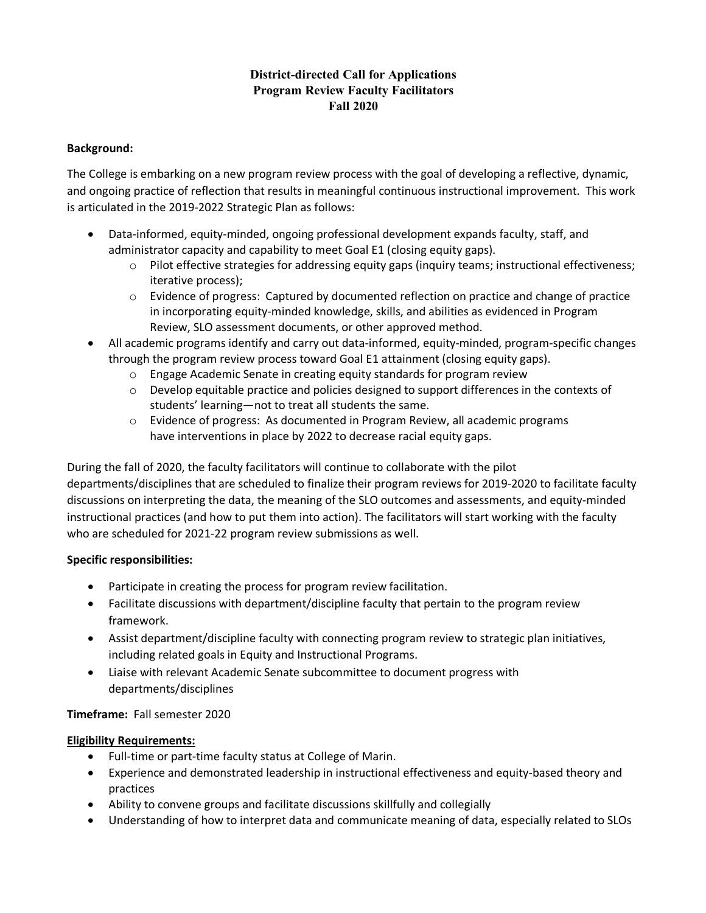# District-directed Call for Applications
# Program Review Faculty Facilitators
# Fall 2020

**Background:**

The College is embarking on a new program review process with the goal of developing a reflective, dynamic, and ongoing practice of reflection that results in meaningful continuous instructional improvement. This work is articulated in the 2019-2022 Strategic Plan as follows:

- Data-informed, equity-minded, ongoing professional development expands faculty, staff, and administrator capacity and capability to meet Goal E1 (closing equity gaps).
  - Pilot effective strategies for addressing equity gaps (inquiry teams; instructional effectiveness; iterative process);
  - Evidence of progress: Captured by documented reflection on practice and change of practice in incorporating equity-minded knowledge, skills, and abilities as evidenced in Program Review, SLO assessment documents, or other approved method.
- All academic programs identify and carry out data-informed, equity-minded, program-specific changes through the program review process toward Goal E1 attainment (closing equity gaps).
  - Engage Academic Senate in creating equity standards for program review
  - Develop equitable practice and policies designed to support differences in the contexts of students' learning—not to treat all students the same.
  - Evidence of progress: As documented in Program Review, all academic programs have interventions in place by 2022 to decrease racial equity gaps.

During the fall of 2020, the faculty facilitators will continue to collaborate with the pilot departments/disciplines that are scheduled to finalize their program reviews for 2019-2020 to facilitate faculty discussions on interpreting the data, the meaning of the SLO outcomes and assessments, and equity-minded instructional practices (and how to put them into action). The facilitators will start working with the faculty who are scheduled for 2021-22 program review submissions as well.

**Specific responsibilities:**

- Participate in creating the process for program review facilitation.
- Facilitate discussions with department/discipline faculty that pertain to the program review framework.
- Assist department/discipline faculty with connecting program review to strategic plan initiatives, including related goals in Equity and Instructional Programs.
- Liaise with relevant Academic Senate subcommittee to document progress with departments/disciplines

**Timeframe:** Fall semester 2020

**Eligibility Requirements:**

- Full-time or part-time faculty status at College of Marin.
- Experience and demonstrated leadership in instructional effectiveness and equity-based theory and practices
- Ability to convene groups and facilitate discussions skillfully and collegially
- Understanding of how to interpret data and communicate meaning of data, especially related to SLOs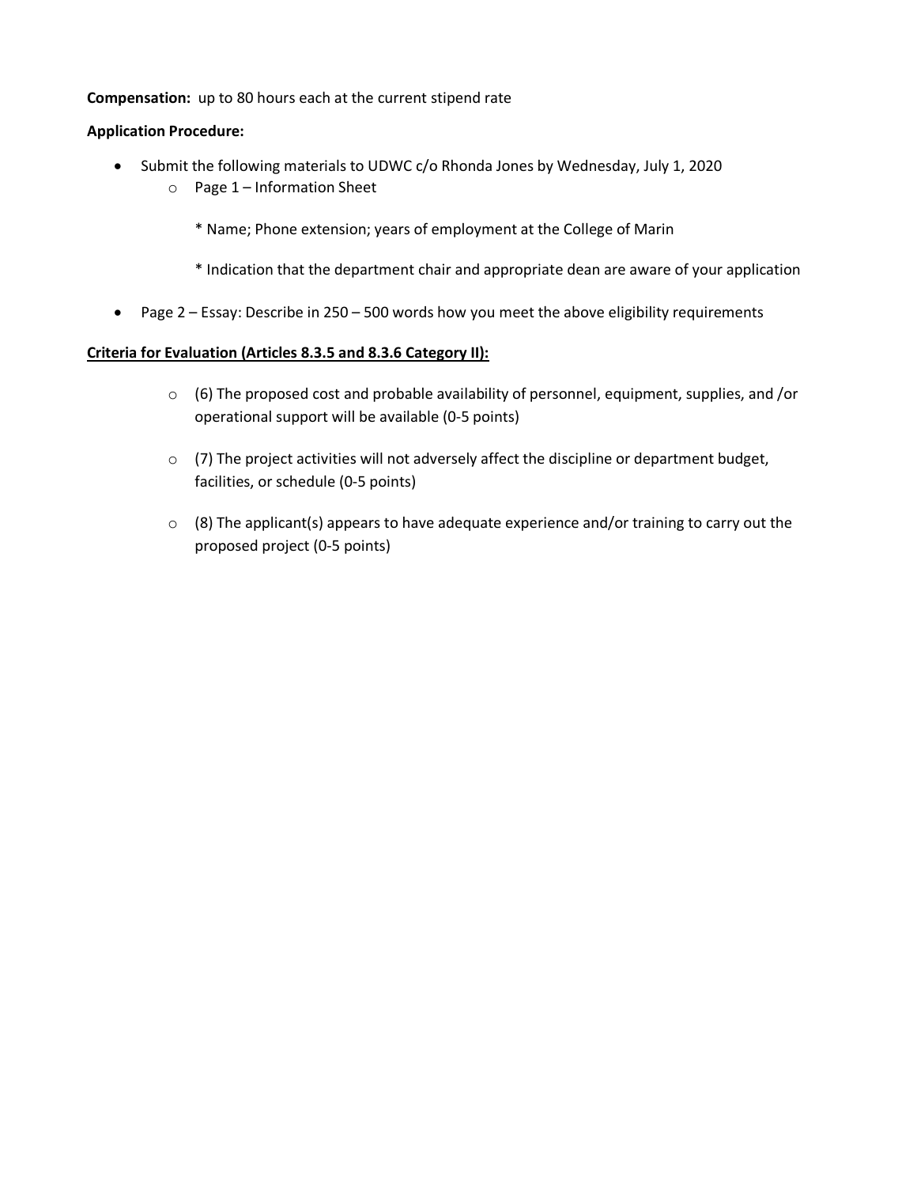**Compensation:** up to 80 hours each at the current stipend rate

**Application Procedure:**

- Submit the following materials to UDWC c/o Rhonda Jones by Wednesday, July 1, 2020
  - Page 1 – Information Sheet

    * Name; Phone extension; years of employment at the College of Marin

    * Indication that the department chair and appropriate dean are aware of your application

- Page 2 – Essay: Describe in 250 – 500 words how you meet the above eligibility requirements

**<u>Criteria for Evaluation (Articles 8.3.5 and 8.3.6 Category II):</u>**

- (6) The proposed cost and probable availability of personnel, equipment, supplies, and /or operational support will be available (0-5 points)
- (7) The project activities will not adversely affect the discipline or department budget, facilities, or schedule (0-5 points)
- (8) The applicant(s) appears to have adequate experience and/or training to carry out the proposed project (0-5 points)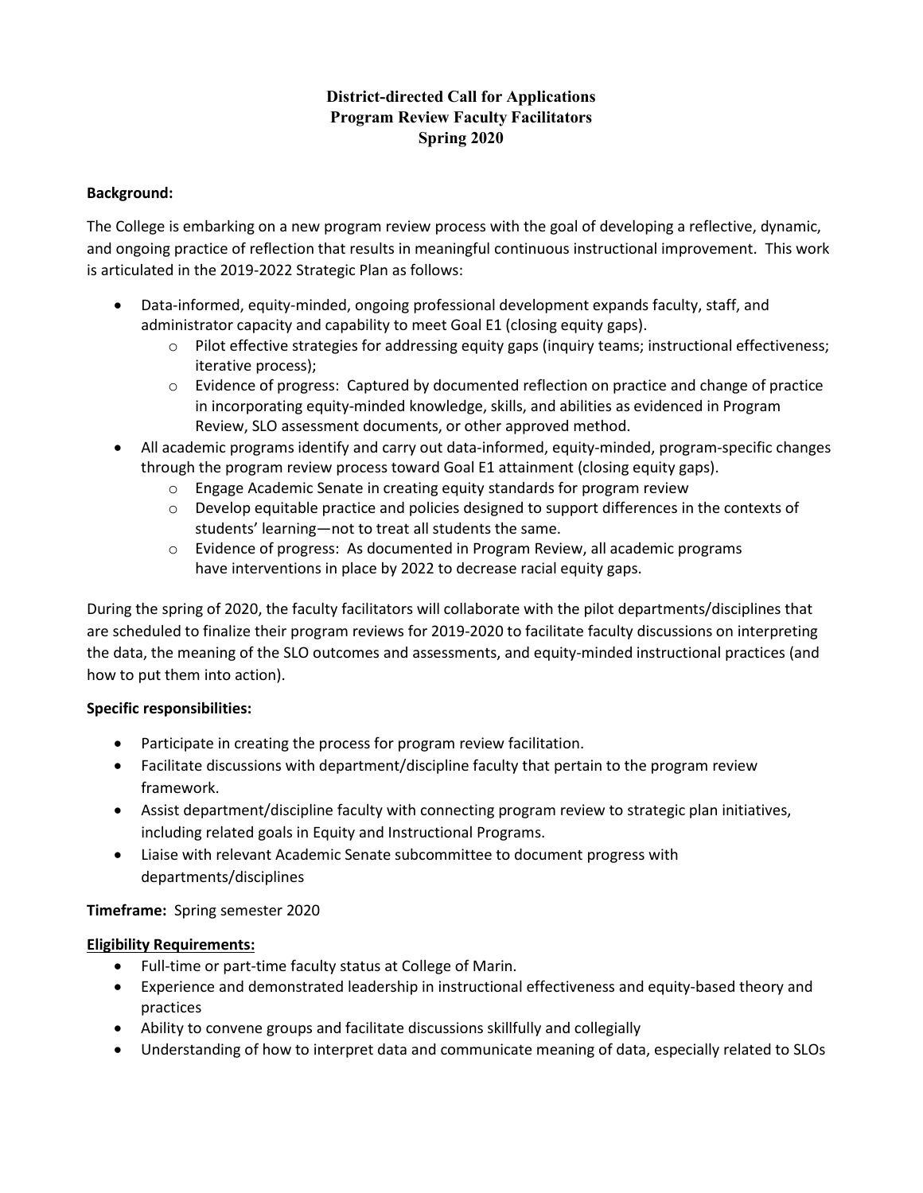# District-directed Call for Applications
## Program Review Faculty Facilitators
## Spring 2020

**Background:**

The College is embarking on a new program review process with the goal of developing a reflective, dynamic, and ongoing practice of reflection that results in meaningful continuous instructional improvement. This work is articulated in the 2019-2022 Strategic Plan as follows:

- Data-informed, equity-minded, ongoing professional development expands faculty, staff, and administrator capacity and capability to meet Goal E1 (closing equity gaps).
  - Pilot effective strategies for addressing equity gaps (inquiry teams; instructional effectiveness; iterative process);
  - Evidence of progress: Captured by documented reflection on practice and change of practice in incorporating equity-minded knowledge, skills, and abilities as evidenced in Program Review, SLO assessment documents, or other approved method.
- All academic programs identify and carry out data-informed, equity-minded, program-specific changes through the program review process toward Goal E1 attainment (closing equity gaps).
  - Engage Academic Senate in creating equity standards for program review
  - Develop equitable practice and policies designed to support differences in the contexts of students' learning—not to treat all students the same.
  - Evidence of progress: As documented in Program Review, all academic programs have interventions in place by 2022 to decrease racial equity gaps.

During the spring of 2020, the faculty facilitators will collaborate with the pilot departments/disciplines that are scheduled to finalize their program reviews for 2019-2020 to facilitate faculty discussions on interpreting the data, the meaning of the SLO outcomes and assessments, and equity-minded instructional practices (and how to put them into action).

**Specific responsibilities:**

- Participate in creating the process for program review facilitation.
- Facilitate discussions with department/discipline faculty that pertain to the program review framework.
- Assist department/discipline faculty with connecting program review to strategic plan initiatives, including related goals in Equity and Instructional Programs.
- Liaise with relevant Academic Senate subcommittee to document progress with departments/disciplines

**Timeframe:** Spring semester 2020

**Eligibility Requirements:**

- Full-time or part-time faculty status at College of Marin.
- Experience and demonstrated leadership in instructional effectiveness and equity-based theory and practices
- Ability to convene groups and facilitate discussions skillfully and collegially
- Understanding of how to interpret data and communicate meaning of data, especially related to SLOs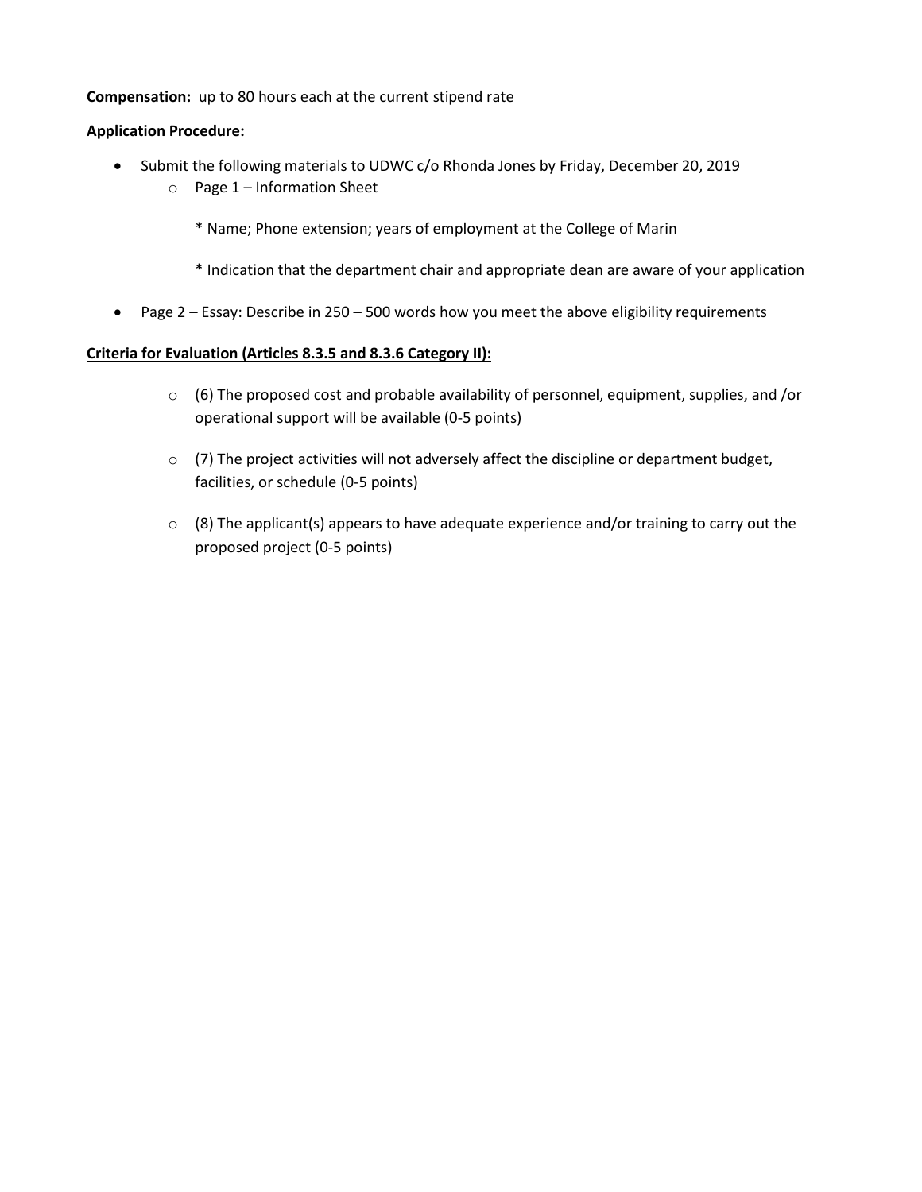**Compensation:** up to 80 hours each at the current stipend rate

**Application Procedure:**

- Submit the following materials to UDWC c/o Rhonda Jones by Friday, December 20, 2019
  - Page 1 – Information Sheet

    * Name; Phone extension; years of employment at the College of Marin

    * Indication that the department chair and appropriate dean are aware of your application

- Page 2 – Essay: Describe in 250 – 500 words how you meet the above eligibility requirements

**Criteria for Evaluation (Articles 8.3.5 and 8.3.6 Category II):**

- (6) The proposed cost and probable availability of personnel, equipment, supplies, and /or operational support will be available (0-5 points)

- (7) The project activities will not adversely affect the discipline or department budget, facilities, or schedule (0-5 points)

- (8) The applicant(s) appears to have adequate experience and/or training to carry out the proposed project (0-5 points)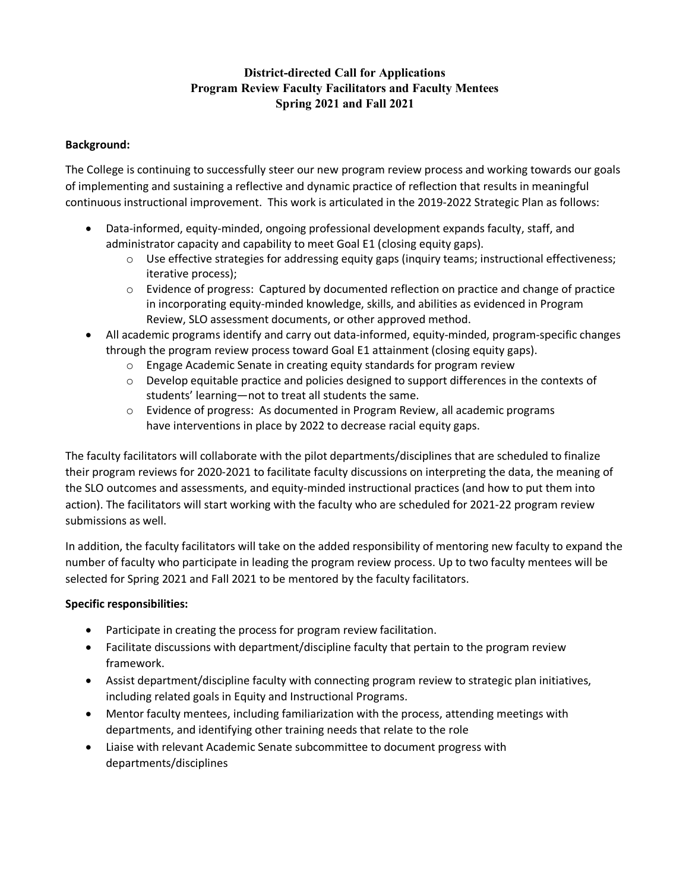# District-directed Call for Applications
## Program Review Faculty Facilitators and Faculty Mentees
## Spring 2021 and Fall 2021

**Background:**

The College is continuing to successfully steer our new program review process and working towards our goals of implementing and sustaining a reflective and dynamic practice of reflection that results in meaningful continuous instructional improvement. This work is articulated in the 2019-2022 Strategic Plan as follows:

- Data-informed, equity-minded, ongoing professional development expands faculty, staff, and administrator capacity and capability to meet Goal E1 (closing equity gaps).
  - Use effective strategies for addressing equity gaps (inquiry teams; instructional effectiveness; iterative process);
  - Evidence of progress: Captured by documented reflection on practice and change of practice in incorporating equity-minded knowledge, skills, and abilities as evidenced in Program Review, SLO assessment documents, or other approved method.
- All academic programs identify and carry out data-informed, equity-minded, program-specific changes through the program review process toward Goal E1 attainment (closing equity gaps).
  - Engage Academic Senate in creating equity standards for program review
  - Develop equitable practice and policies designed to support differences in the contexts of students' learning—not to treat all students the same.
  - Evidence of progress: As documented in Program Review, all academic programs have interventions in place by 2022 to decrease racial equity gaps.

The faculty facilitators will collaborate with the pilot departments/disciplines that are scheduled to finalize their program reviews for 2020-2021 to facilitate faculty discussions on interpreting the data, the meaning of the SLO outcomes and assessments, and equity-minded instructional practices (and how to put them into action). The facilitators will start working with the faculty who are scheduled for 2021-22 program review submissions as well.

In addition, the faculty facilitators will take on the added responsibility of mentoring new faculty to expand the number of faculty who participate in leading the program review process. Up to two faculty mentees will be selected for Spring 2021 and Fall 2021 to be mentored by the faculty facilitators.

**Specific responsibilities:**

- Participate in creating the process for program review facilitation.
- Facilitate discussions with department/discipline faculty that pertain to the program review framework.
- Assist department/discipline faculty with connecting program review to strategic plan initiatives, including related goals in Equity and Instructional Programs.
- Mentor faculty mentees, including familiarization with the process, attending meetings with departments, and identifying other training needs that relate to the role
- Liaise with relevant Academic Senate subcommittee to document progress with departments/disciplines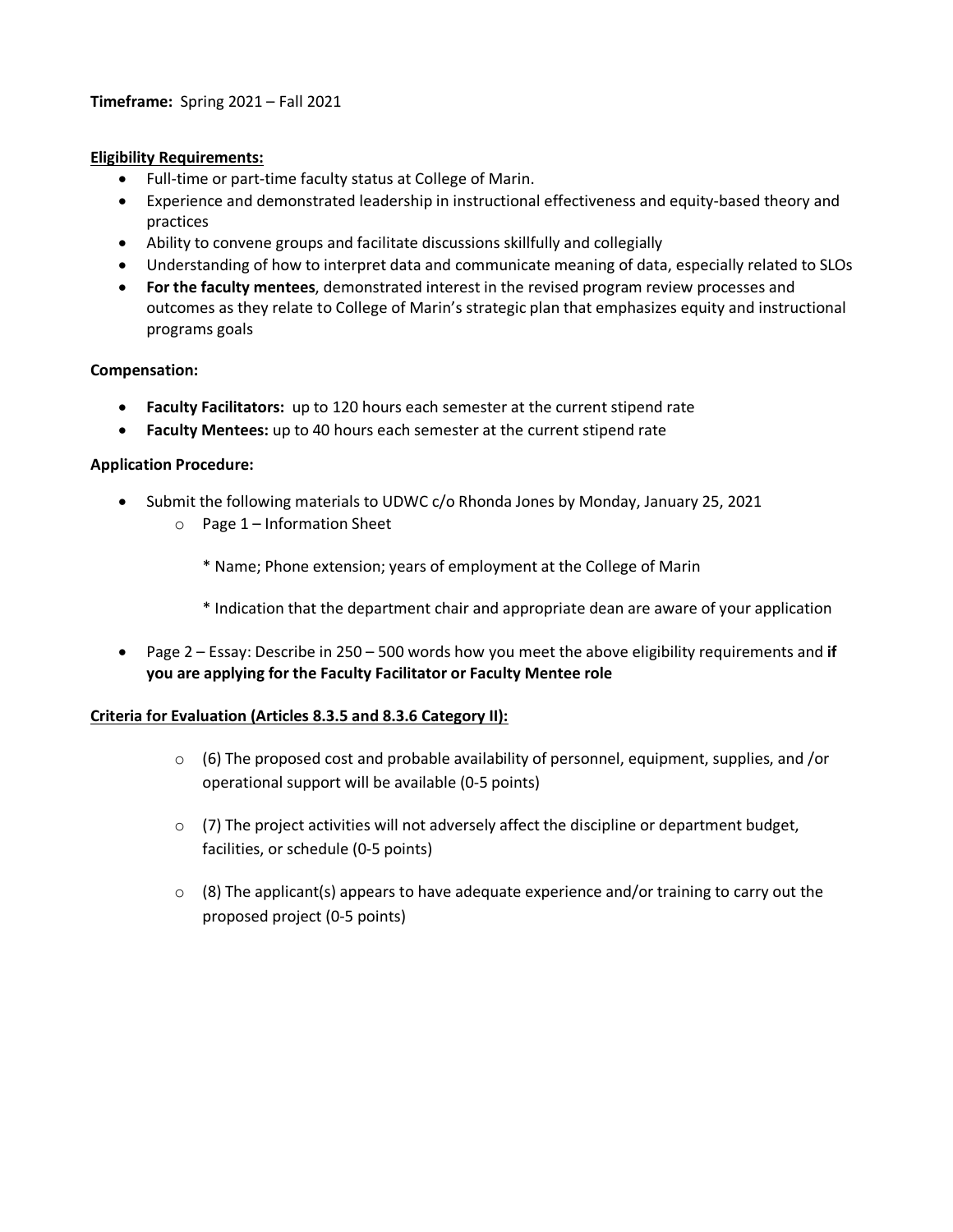**Timeframe:** Spring 2021 – Fall 2021

**Eligibility Requirements:**

- Full-time or part-time faculty status at College of Marin.
- Experience and demonstrated leadership in instructional effectiveness and equity-based theory and practices
- Ability to convene groups and facilitate discussions skillfully and collegially
- Understanding of how to interpret data and communicate meaning of data, especially related to SLOs
- **For the faculty mentees**, demonstrated interest in the revised program review processes and outcomes as they relate to College of Marin's strategic plan that emphasizes equity and instructional programs goals

**Compensation:**

- **Faculty Facilitators:** up to 120 hours each semester at the current stipend rate
- **Faculty Mentees:** up to 40 hours each semester at the current stipend rate

**Application Procedure:**

- Submit the following materials to UDWC c/o Rhonda Jones by Monday, January 25, 2021
  - Page 1 – Information Sheet

    * Name; Phone extension; years of employment at the College of Marin

    * Indication that the department chair and appropriate dean are aware of your application

- Page 2 – Essay: Describe in 250 – 500 words how you meet the above eligibility requirements and **if you are applying for the Faculty Facilitator or Faculty Mentee role**

**Criteria for Evaluation (Articles 8.3.5 and 8.3.6 Category II):**

- (6) The proposed cost and probable availability of personnel, equipment, supplies, and /or operational support will be available (0-5 points)
- (7) The project activities will not adversely affect the discipline or department budget, facilities, or schedule (0-5 points)
- (8) The applicant(s) appears to have adequate experience and/or training to carry out the proposed project (0-5 points)